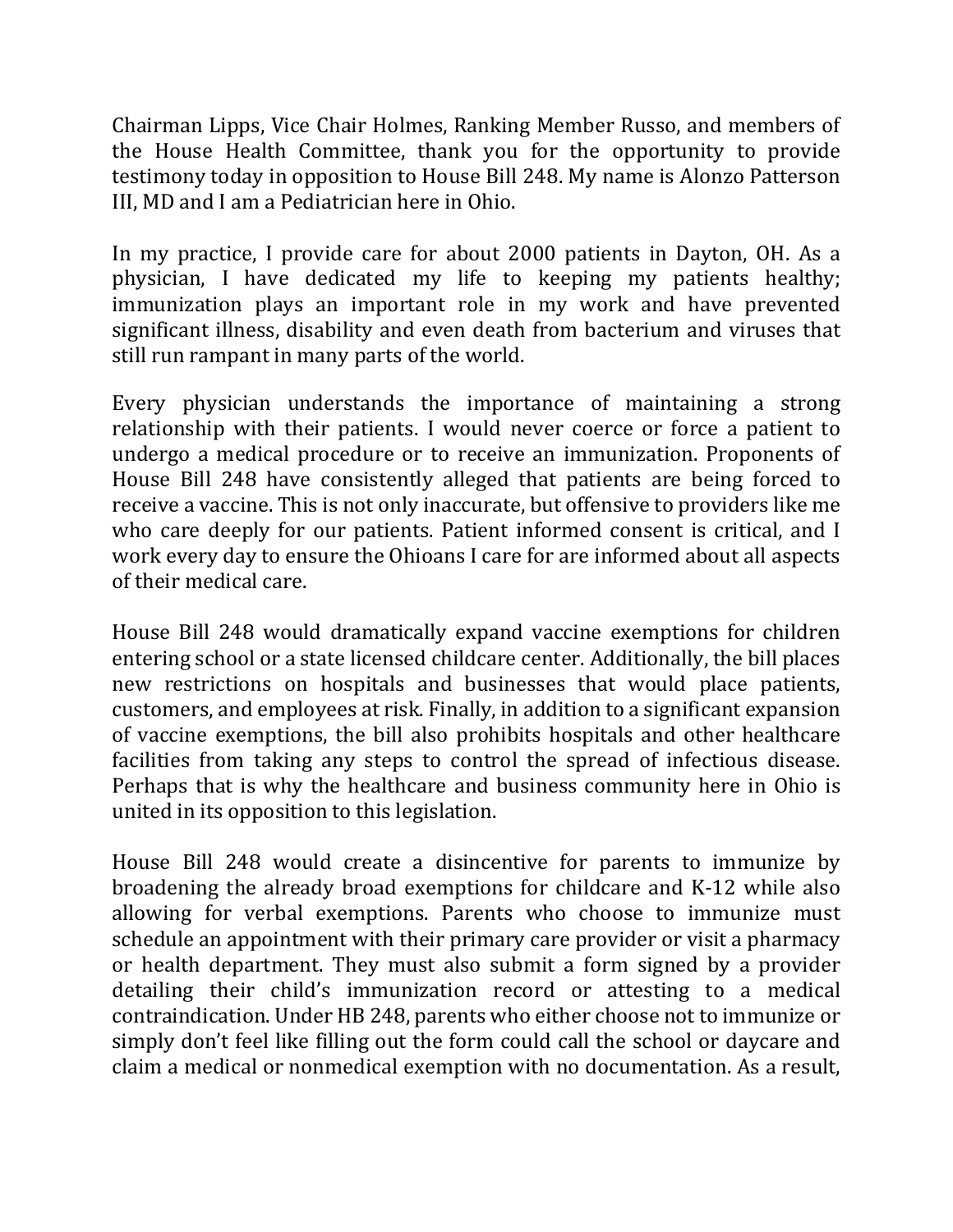Chairman Lipps, Vice Chair Holmes, Ranking Member Russo, and members of the House Health Committee, thank you for the opportunity to provide testimony today in opposition to House Bill 248. My name is Alonzo Patterson III, MD and I am a Pediatrician here in Ohio.

In my practice, I provide care for about 2000 patients in Dayton, OH. As a physician, I have dedicated my life to keeping my patients healthy; immunization plays an important role in my work and have prevented significant illness, disability and even death from bacterium and viruses that still run rampant in many parts of the world.

Every physician understands the importance of maintaining a strong relationship with their patients. I would never coerce or force a patient to undergo a medical procedure or to receive an immunization. Proponents of House Bill 248 have consistently alleged that patients are being forced to receive a vaccine. This is not only inaccurate, but offensive to providers like me who care deeply for our patients. Patient informed consent is critical, and I work every day to ensure the Ohioans I care for are informed about all aspects of their medical care.

House Bill 248 would dramatically expand vaccine exemptions for children entering school or a state licensed childcare center. Additionally, the bill places new restrictions on hospitals and businesses that would place patients, customers, and employees at risk. Finally, in addition to a significant expansion of vaccine exemptions, the bill also prohibits hospitals and other healthcare facilities from taking any steps to control the spread of infectious disease. Perhaps that is why the healthcare and business community here in Ohio is united in its opposition to this legislation.

House Bill 248 would create a disincentive for parents to immunize by broadening the already broad exemptions for childcare and K-12 while also allowing for verbal exemptions. Parents who choose to immunize must schedule an appointment with their primary care provider or visit a pharmacy or health department. They must also submit a form signed by a provider detailing their child's immunization record or attesting to a medical contraindication. Under HB 248, parents who either choose not to immunize or simply don't feel like filling out the form could call the school or daycare and claim a medical or nonmedical exemption with no documentation. As a result,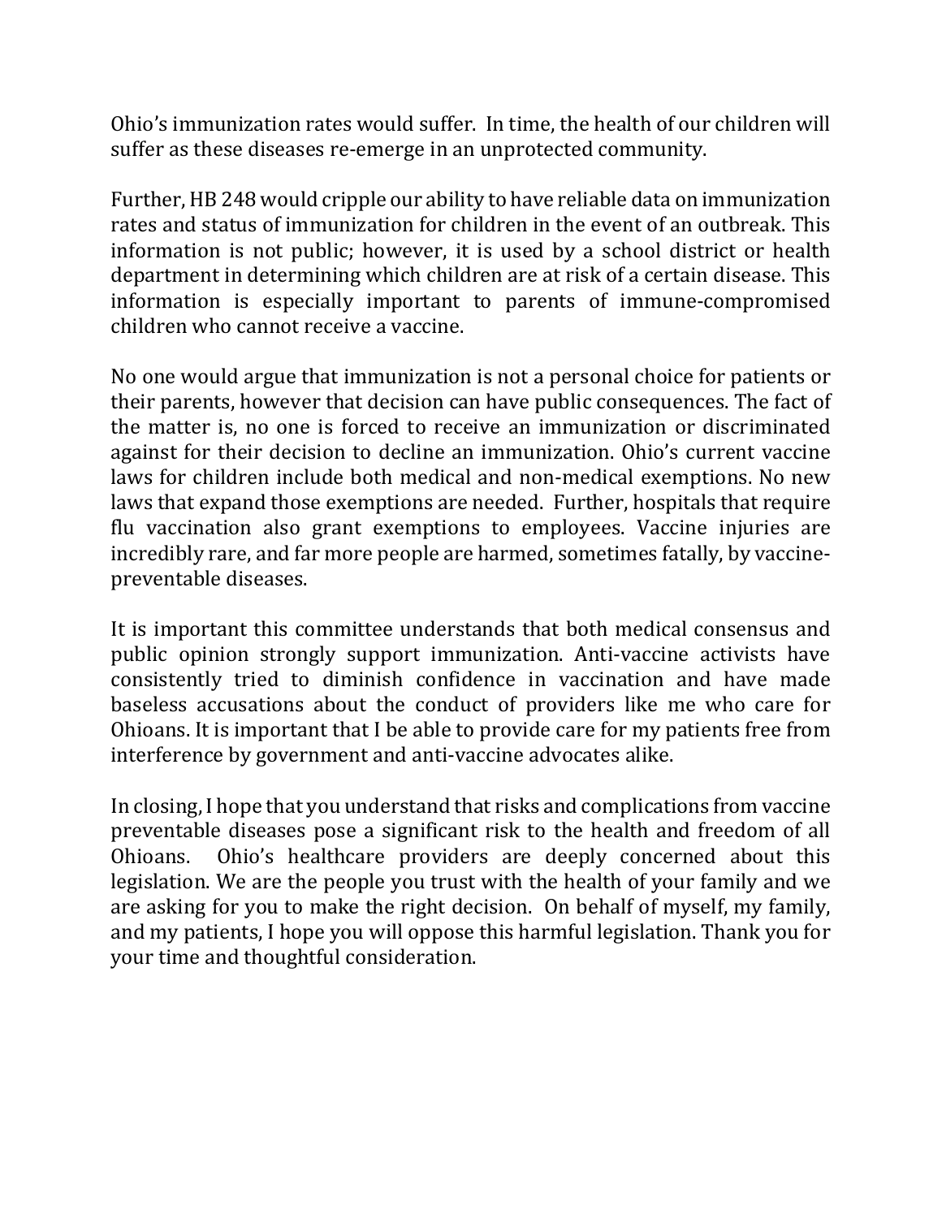Ohio's immunization rates would suffer. In time, the health of our children will suffer as these diseases re-emerge in an unprotected community.

Further, HB 248 would cripple our ability to have reliable data on immunization rates and status of immunization for children in the event of an outbreak. This information is not public; however, it is used by a school district or health department in determining which children are at risk of a certain disease. This information is especially important to parents of immune-compromised children who cannot receive a vaccine.

No one would argue that immunization is not a personal choice for patients or their parents, however that decision can have public consequences. The fact of the matter is, no one is forced to receive an immunization or discriminated against for their decision to decline an immunization. Ohio's current vaccine laws for children include both medical and non-medical exemptions. No new laws that expand those exemptions are needed. Further, hospitals that require flu vaccination also grant exemptions to employees. Vaccine injuries are incredibly rare, and far more people are harmed, sometimes fatally, by vaccine-preventable diseases.

It is important this committee understands that both medical consensus and public opinion strongly support immunization. Anti-vaccine activists have consistently tried to diminish confidence in vaccination and have made baseless accusations about the conduct of providers like me who care for Ohioans. It is important that I be able to provide care for my patients free from interference by government and anti-vaccine advocates alike.

In closing, I hope that you understand that risks and complications from vaccine preventable diseases pose a significant risk to the health and freedom of all Ohioans. Ohio's healthcare providers are deeply concerned about this legislation. We are the people you trust with the health of your family and we are asking for you to make the right decision. On behalf of myself, my family, and my patients, I hope you will oppose this harmful legislation. Thank you for your time and thoughtful consideration.